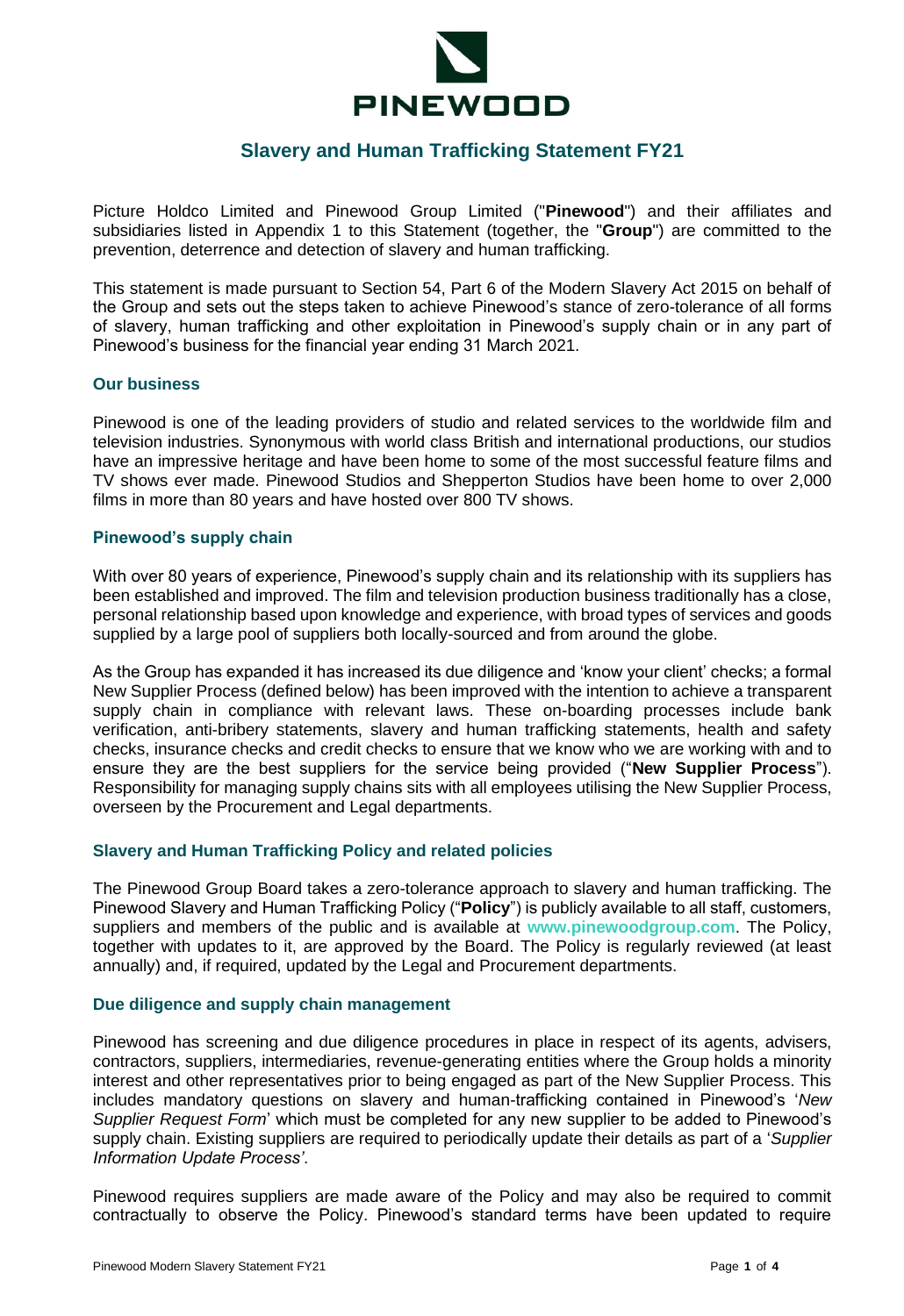PINEWOOD

# Slavery and Human Trafficking Statement FY21

Picture Holdco Limited and Pinewood Group Limited ("**Pinewood**") and their affiliates and subsidiaries listed in Appendix 1 to this Statement (together, the "**Group**") are committed to the prevention, deterrence and detection of slavery and human trafficking.

This statement is made pursuant to Section 54, Part 6 of the Modern Slavery Act 2015 on behalf of the Group and sets out the steps taken to achieve Pinewood's stance of zero-tolerance of all forms of slavery, human trafficking and other exploitation in Pinewood's supply chain or in any part of Pinewood's business for the financial year ending 31 March 2021.

### Our business

Pinewood is one of the leading providers of studio and related services to the worldwide film and television industries. Synonymous with world class British and international productions, our studios have an impressive heritage and have been home to some of the most successful feature films and TV shows ever made. Pinewood Studios and Shepperton Studios have been home to over 2,000 films in more than 80 years and have hosted over 800 TV shows.

### Pinewood's supply chain

With over 80 years of experience, Pinewood's supply chain and its relationship with its suppliers has been established and improved. The film and television production business traditionally has a close, personal relationship based upon knowledge and experience, with broad types of services and goods supplied by a large pool of suppliers both locally-sourced and from around the globe.

As the Group has expanded it has increased its due diligence and 'know your client' checks; a formal New Supplier Process (defined below) has been improved with the intention to achieve a transparent supply chain in compliance with relevant laws. These on-boarding processes include bank verification, anti-bribery statements, slavery and human trafficking statements, health and safety checks, insurance checks and credit checks to ensure that we know who we are working with and to ensure they are the best suppliers for the service being provided ("**New Supplier Process**"). Responsibility for managing supply chains sits with all employees utilising the New Supplier Process, overseen by the Procurement and Legal departments.

### Slavery and Human Trafficking Policy and related policies

The Pinewood Group Board takes a zero-tolerance approach to slavery and human trafficking. The Pinewood Slavery and Human Trafficking Policy ("**Policy**") is publicly available to all staff, customers, suppliers and members of the public and is available at **www.pinewoodgroup.com**. The Policy, together with updates to it, are approved by the Board. The Policy is regularly reviewed (at least annually) and, if required, updated by the Legal and Procurement departments.

### Due diligence and supply chain management

Pinewood has screening and due diligence procedures in place in respect of its agents, advisers, contractors, suppliers, intermediaries, revenue-generating entities where the Group holds a minority interest and other representatives prior to being engaged as part of the New Supplier Process. This includes mandatory questions on slavery and human-trafficking contained in Pinewood's '*New Supplier Request Form*' which must be completed for any new supplier to be added to Pinewood's supply chain. Existing suppliers are required to periodically update their details as part of a '*Supplier Information Update Process'*.

Pinewood requires suppliers are made aware of the Policy and may also be required to commit contractually to observe the Policy. Pinewood's standard terms have been updated to require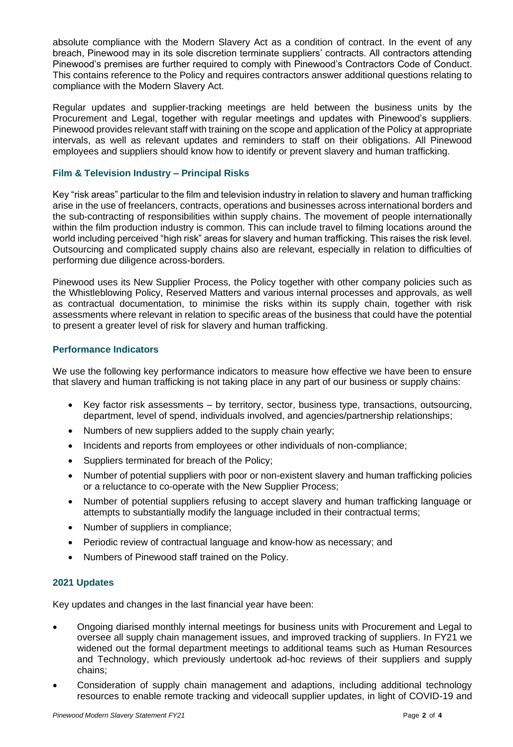absolute compliance with the Modern Slavery Act as a condition of contract. In the event of any breach, Pinewood may in its sole discretion terminate suppliers' contracts. All contractors attending Pinewood's premises are further required to comply with Pinewood's Contractors Code of Conduct. This contains reference to the Policy and requires contractors answer additional questions relating to compliance with the Modern Slavery Act.

Regular updates and supplier-tracking meetings are held between the business units by the Procurement and Legal, together with regular meetings and updates with Pinewood's suppliers. Pinewood provides relevant staff with training on the scope and application of the Policy at appropriate intervals, as well as relevant updates and reminders to staff on their obligations. All Pinewood employees and suppliers should know how to identify or prevent slavery and human trafficking.

### Film & Television Industry – Principal Risks

Key "risk areas" particular to the film and television industry in relation to slavery and human trafficking arise in the use of freelancers, contracts, operations and businesses across international borders and the sub-contracting of responsibilities within supply chains. The movement of people internationally within the film production industry is common. This can include travel to filming locations around the world including perceived "high risk" areas for slavery and human trafficking. This raises the risk level. Outsourcing and complicated supply chains also are relevant, especially in relation to difficulties of performing due diligence across-borders.

Pinewood uses its New Supplier Process, the Policy together with other company policies such as the Whistleblowing Policy, Reserved Matters and various internal processes and approvals, as well as contractual documentation, to minimise the risks within its supply chain, together with risk assessments where relevant in relation to specific areas of the business that could have the potential to present a greater level of risk for slavery and human trafficking.

### Performance Indicators

We use the following key performance indicators to measure how effective we have been to ensure that slavery and human trafficking is not taking place in any part of our business or supply chains:

- Key factor risk assessments – by territory, sector, business type, transactions, outsourcing, department, level of spend, individuals involved, and agencies/partnership relationships;
- Numbers of new suppliers added to the supply chain yearly;
- Incidents and reports from employees or other individuals of non-compliance;
- Suppliers terminated for breach of the Policy;
- Number of potential suppliers with poor or non-existent slavery and human trafficking policies or a reluctance to co-operate with the New Supplier Process;
- Number of potential suppliers refusing to accept slavery and human trafficking language or attempts to substantially modify the language included in their contractual terms;
- Number of suppliers in compliance;
- Periodic review of contractual language and know-how as necessary; and
- Numbers of Pinewood staff trained on the Policy.

### 2021 Updates

Key updates and changes in the last financial year have been:

- Ongoing diarised monthly internal meetings for business units with Procurement and Legal to oversee all supply chain management issues, and improved tracking of suppliers. In FY21 we widened out the formal department meetings to additional teams such as Human Resources and Technology, which previously undertook ad-hoc reviews of their suppliers and supply chains;
- Consideration of supply chain management and adaptions, including additional technology resources to enable remote tracking and videocall supplier updates, in light of COVID-19 and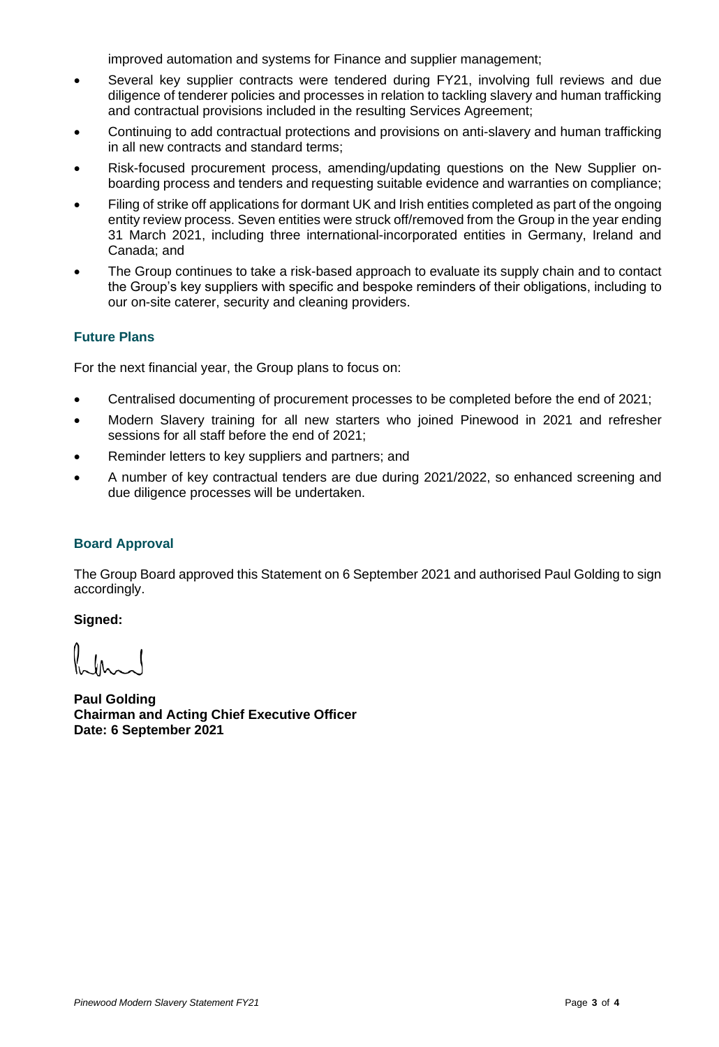improved automation and systems for Finance and supplier management;

- Several key supplier contracts were tendered during FY21, involving full reviews and due diligence of tenderer policies and processes in relation to tackling slavery and human trafficking and contractual provisions included in the resulting Services Agreement;
- Continuing to add contractual protections and provisions on anti-slavery and human trafficking in all new contracts and standard terms;
- Risk-focused procurement process, amending/updating questions on the New Supplier on-boarding process and tenders and requesting suitable evidence and warranties on compliance;
- Filing of strike off applications for dormant UK and Irish entities completed as part of the ongoing entity review process. Seven entities were struck off/removed from the Group in the year ending 31 March 2021, including three international-incorporated entities in Germany, Ireland and Canada; and
- The Group continues to take a risk-based approach to evaluate its supply chain and to contact the Group's key suppliers with specific and bespoke reminders of their obligations, including to our on-site caterer, security and cleaning providers.

## Future Plans

For the next financial year, the Group plans to focus on:

- Centralised documenting of procurement processes to be completed before the end of 2021;
- Modern Slavery training for all new starters who joined Pinewood in 2021 and refresher sessions for all staff before the end of 2021;
- Reminder letters to key suppliers and partners; and
- A number of key contractual tenders are due during 2021/2022, so enhanced screening and due diligence processes will be undertaken.

## Board Approval

The Group Board approved this Statement on 6 September 2021 and authorised Paul Golding to sign accordingly.

**Signed:**

**Paul Golding**
**Chairman and Acting Chief Executive Officer**
**Date: 6 September 2021**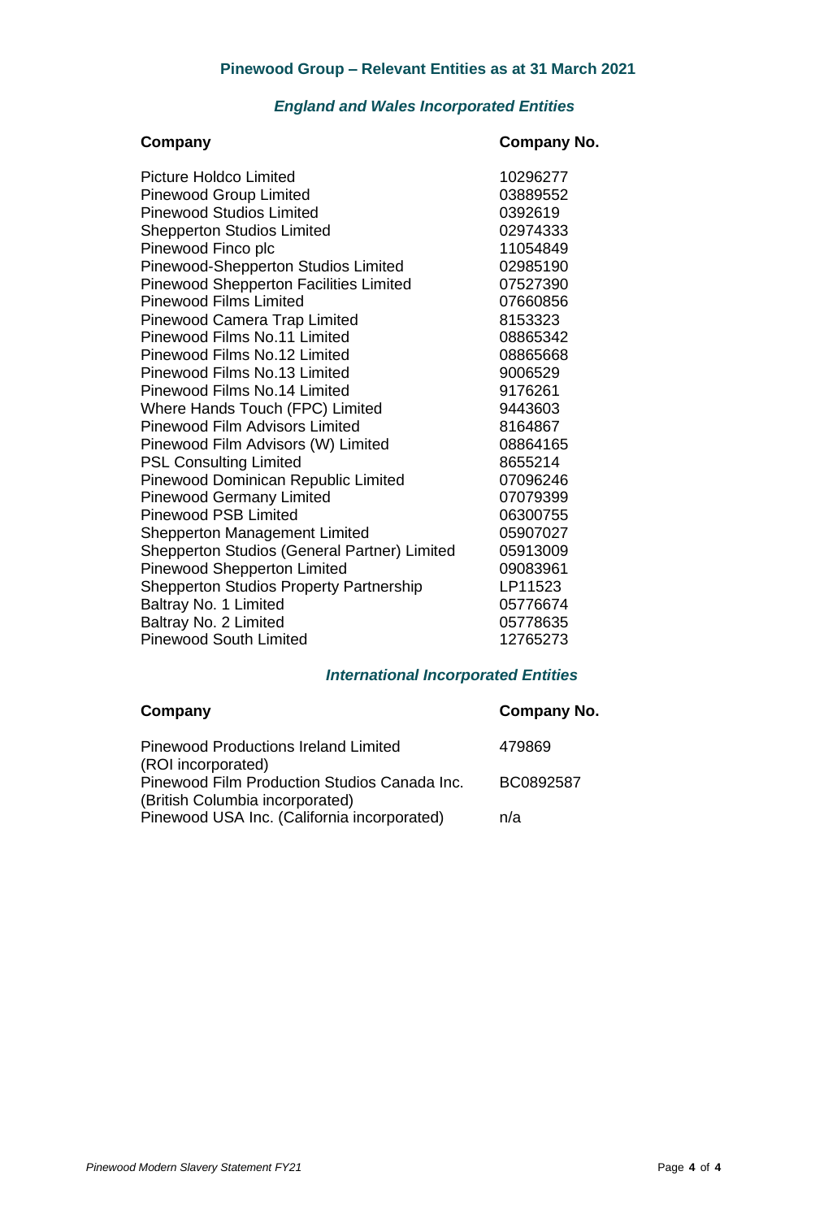## Pinewood Group – Relevant Entities as at 31 March 2021

### *England and Wales Incorporated Entities*

| Company | Company No. |
|---|---|
| Picture Holdco Limited | 10296277 |
| Pinewood Group Limited | 03889552 |
| Pinewood Studios Limited | 0392619 |
| Shepperton Studios Limited | 02974333 |
| Pinewood Finco plc | 11054849 |
| Pinewood-Shepperton Studios Limited | 02985190 |
| Pinewood Shepperton Facilities Limited | 07527390 |
| Pinewood Films Limited | 07660856 |
| Pinewood Camera Trap Limited | 8153323 |
| Pinewood Films No.11 Limited | 08865342 |
| Pinewood Films No.12 Limited | 08865668 |
| Pinewood Films No.13 Limited | 9006529 |
| Pinewood Films No.14 Limited | 9176261 |
| Where Hands Touch (FPC) Limited | 9443603 |
| Pinewood Film Advisors Limited | 8164867 |
| Pinewood Film Advisors (W) Limited | 08864165 |
| PSL Consulting Limited | 8655214 |
| Pinewood Dominican Republic Limited | 07096246 |
| Pinewood Germany Limited | 07079399 |
| Pinewood PSB Limited | 06300755 |
| Shepperton Management Limited | 05907027 |
| Shepperton Studios (General Partner) Limited | 05913009 |
| Pinewood Shepperton Limited | 09083961 |
| Shepperton Studios Property Partnership | LP11523 |
| Baltray No. 1 Limited | 05776674 |
| Baltray No. 2 Limited | 05778635 |
| Pinewood South Limited | 12765273 |

### *International Incorporated Entities*

| Company | Company No. |
|---|---|
| Pinewood Productions Ireland Limited (ROI incorporated) | 479869 |
| Pinewood Film Production Studios Canada Inc. (British Columbia incorporated) | BC0892587 |
| Pinewood USA Inc. (California incorporated) | n/a |